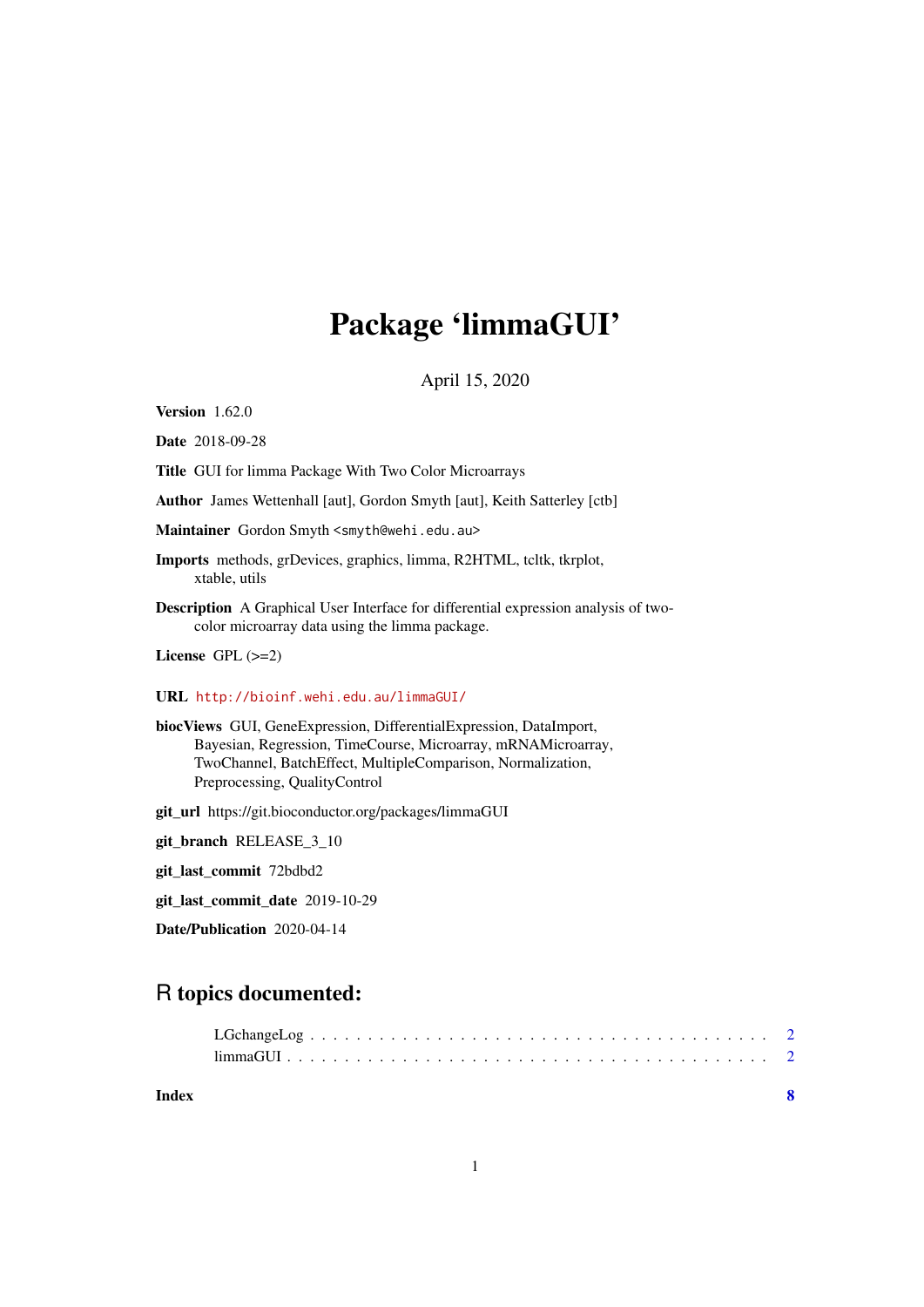# Package ‘limmaGUI’

April 15, 2020

**Version** 1.62.0

**Date** 2018-09-28

**Title** GUI for limma Package With Two Color Microarrays

**Author** James Wettenhall [aut], Gordon Smyth [aut], Keith Satterley [ctb]

**Maintainer** Gordon Smyth <smyth@wehi.edu.au>

**Imports** methods, grDevices, graphics, limma, R2HTML, tcltk, tkrplot, xtable, utils

**Description** A Graphical User Interface for differential expression analysis of two-color microarray data using the limma package.

**License** GPL (>=2)

**URL** http://bioinf.wehi.edu.au/limmaGUI/

**biocViews** GUI, GeneExpression, DifferentialExpression, DataImport, Bayesian, Regression, TimeCourse, Microarray, mRNAMicroarray, TwoChannel, BatchEffect, MultipleComparison, Normalization, Preprocessing, QualityControl

**git_url** https://git.bioconductor.org/packages/limmaGUI

**git_branch** RELEASE_3_10

**git_last_commit** 72bdbd2

**git_last_commit_date** 2019-10-29

**Date/Publication** 2020-04-14

## R topics documented:

- LGchangeLog . . . . . . . . . . . . . . . . . . . . . . . . . . . . . . . . . . . . . . . 2
- limmaGUI . . . . . . . . . . . . . . . . . . . . . . . . . . . . . . . . . . . . . . . . . 2

**Index** **8**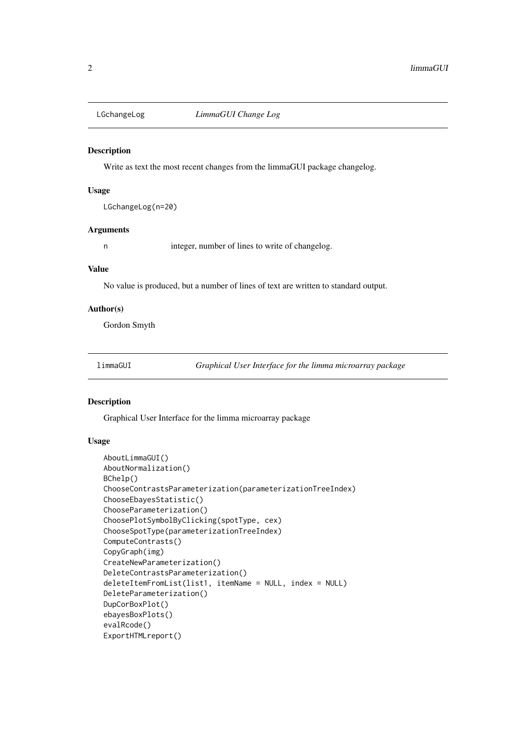## LGchangeLog *LimmaGUI Change Log*

### Description

Write as text the most recent changes from the limmaGUI package changelog.

### Usage

```
LGchangeLog(n=20)
```

### Arguments

n  integer, number of lines to write of changelog.

### Value

No value is produced, but a number of lines of text are written to standard output.

### Author(s)

Gordon Smyth

## limmaGUI *Graphical User Interface for the limma microarray package*

### Description

Graphical User Interface for the limma microarray package

### Usage

```
AboutLimmaGUI()
AboutNormalization()
BChelp()
ChooseContrastsParameterization(parameterizationTreeIndex)
ChooseEbayesStatistic()
ChooseParameterization()
ChoosePlotSymbolByClicking(spotType, cex)
ChooseSpotType(parameterizationTreeIndex)
ComputeContrasts()
CopyGraph(img)
CreateNewParameterization()
DeleteContrastsParameterization()
deleteItemFromList(list1, itemName = NULL, index = NULL)
DeleteParameterization()
DupCorBoxPlot()
ebayesBoxPlots()
evalRcode()
ExportHTMLreport()
```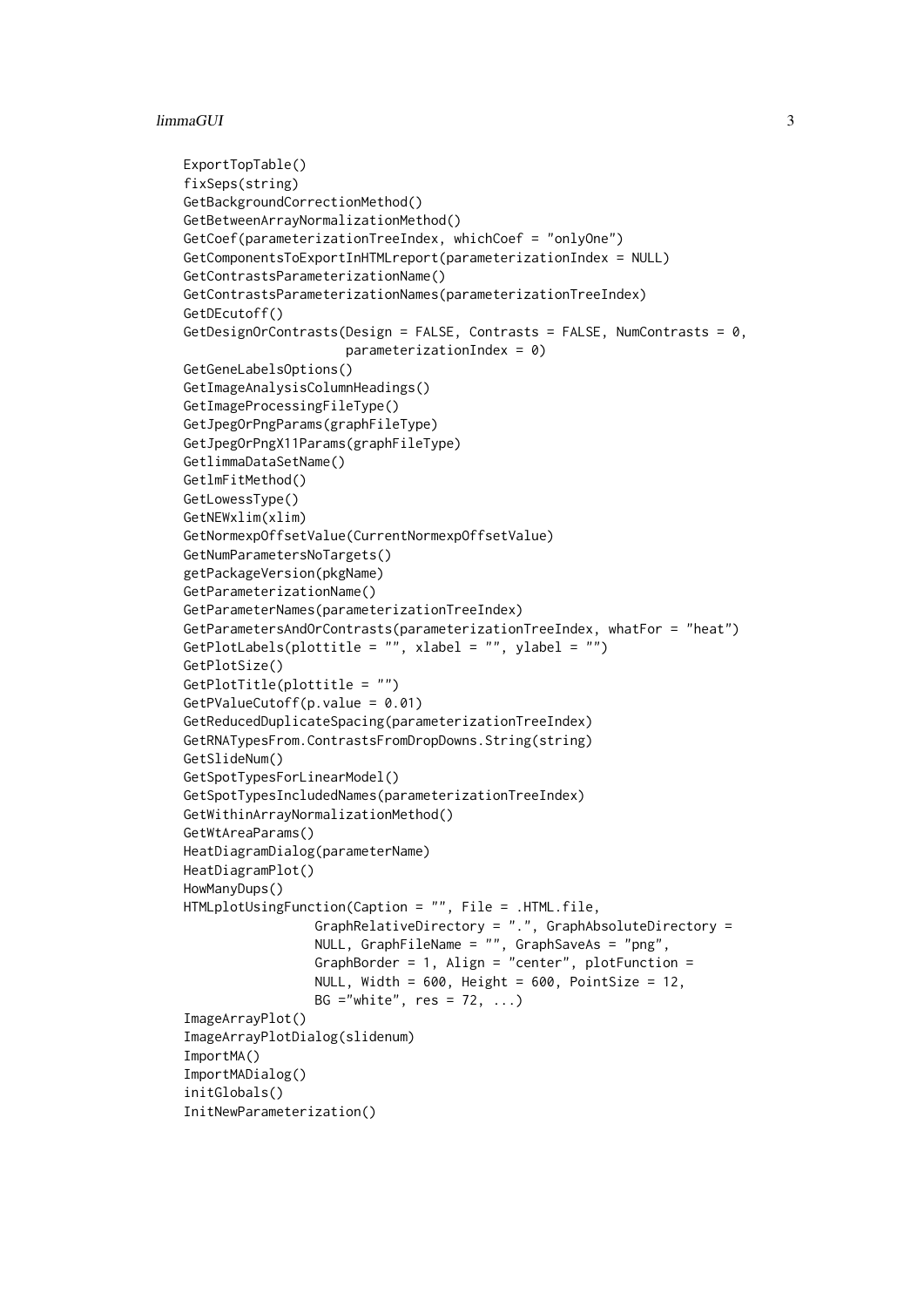```
ExportTopTable()
fixSeps(string)
GetBackgroundCorrectionMethod()
GetBetweenArrayNormalizationMethod()
GetCoef(parameterizationTreeIndex, whichCoef = "onlyOne")
GetComponentsToExportInHTMLreport(parameterizationIndex = NULL)
GetContrastsParameterizationName()
GetContrastsParameterizationNames(parameterizationTreeIndex)
GetDEcutoff()
GetDesignOrContrasts(Design = FALSE, Contrasts = FALSE, NumContrasts = 0,
                     parameterizationIndex = 0)
GetGeneLabelsOptions()
GetImageAnalysisColumnHeadings()
GetImageProcessingFileType()
GetJpegOrPngParams(graphFileType)
GetJpegOrPngX11Params(graphFileType)
GetlimmaDataSetName()
GetlmFitMethod()
GetLowessType()
GetNEWxlim(xlim)
GetNormexpOffsetValue(CurrentNormexpOffsetValue)
GetNumParametersNoTargets()
getPackageVersion(pkgName)
GetParameterizationName()
GetParameterNames(parameterizationTreeIndex)
GetParametersAndOrContrasts(parameterizationTreeIndex, whatFor = "heat")
GetPlotLabels(plottitle = "", xlabel = "", ylabel = "")
GetPlotSize()
GetPlotTitle(plottitle = "")
GetPValueCutoff(p.value = 0.01)
GetReducedDuplicateSpacing(parameterizationTreeIndex)
GetRNATypesFrom.ContrastsFromDropDowns.String(string)
GetSlideNum()
GetSpotTypesForLinearModel()
GetSpotTypesIncludedNames(parameterizationTreeIndex)
GetWithinArrayNormalizationMethod()
GetWtAreaParams()
HeatDiagramDialog(parameterName)
HeatDiagramPlot()
HowManyDups()
HTMLplotUsingFunction(Caption = "", File = .HTML.file,
                 GraphRelativeDirectory = ".", GraphAbsoluteDirectory =
                 NULL, GraphFileName = "", GraphSaveAs = "png",
                 GraphBorder = 1, Align = "center", plotFunction =
                 NULL, Width = 600, Height = 600, PointSize = 12,
                 BG ="white", res = 72, ...)
ImageArrayPlot()
ImageArrayPlotDialog(slidenum)
ImportMA()
ImportMADialog()
initGlobals()
InitNewParameterization()
```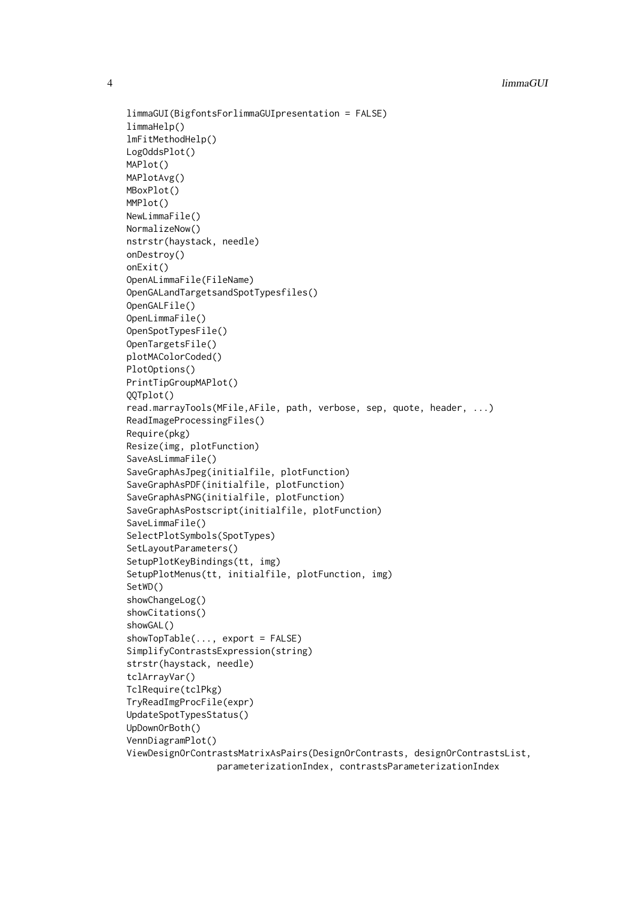```
limmaGUI(BigfontsForlimmaGUIpresentation = FALSE)
limmaHelp()
lmFitMethodHelp()
LogOddsPlot()
MAPlot()
MAPlotAvg()
MBoxPlot()
MMPlot()
NewLimmaFile()
NormalizeNow()
nstrstr(haystack, needle)
onDestroy()
onExit()
OpenALimmaFile(FileName)
OpenGALandTargetsandSpotTypesfiles()
OpenGALFile()
OpenLimmaFile()
OpenSpotTypesFile()
OpenTargetsFile()
plotMAColorCoded()
PlotOptions()
PrintTipGroupMAPlot()
QQTplot()
read.marrayTools(MFile,AFile, path, verbose, sep, quote, header, ...)
ReadImageProcessingFiles()
Require(pkg)
Resize(img, plotFunction)
SaveAsLimmaFile()
SaveGraphAsJpeg(initialfile, plotFunction)
SaveGraphAsPDF(initialfile, plotFunction)
SaveGraphAsPNG(initialfile, plotFunction)
SaveGraphAsPostscript(initialfile, plotFunction)
SaveLimmaFile()
SelectPlotSymbols(SpotTypes)
SetLayoutParameters()
SetupPlotKeyBindings(tt, img)
SetupPlotMenus(tt, initialfile, plotFunction, img)
SetWD()
showChangeLog()
showCitations()
showGAL()
showTopTable(..., export = FALSE)
SimplifyContrastsExpression(string)
strstr(haystack, needle)
tclArrayVar()
TclRequire(tclPkg)
TryReadImgProcFile(expr)
UpdateSpotTypesStatus()
UpDownOrBoth()
VennDiagramPlot()
ViewDesignOrContrastsMatrixAsPairs(DesignOrContrasts, designOrContrastsList,
                 parameterizationIndex, contrastsParameterizationIndex
```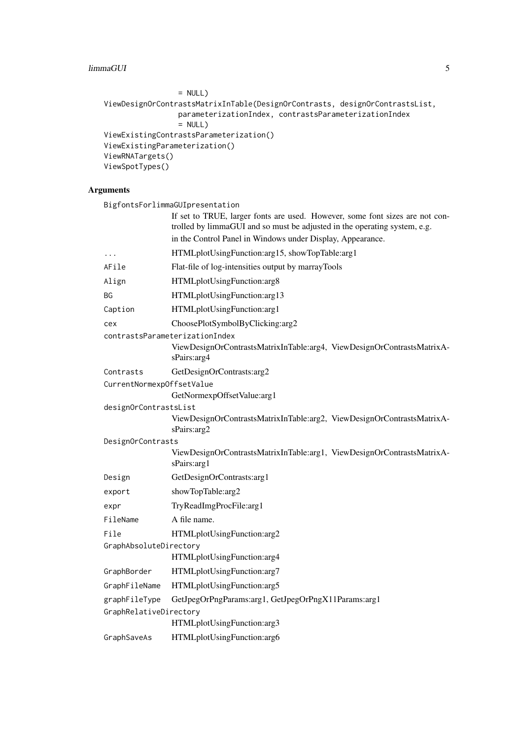```
                 = NULL)
ViewDesignOrContrastsMatrixInTable(DesignOrContrasts, designOrContrastsList,
                 parameterizationIndex, contrastsParameterizationIndex
                 = NULL)
ViewExistingContrastsParameterization()
ViewExistingParameterization()
ViewRNATargets()
ViewSpotTypes()
```

## Arguments

| | |
|---|---|
| `BigfontsForlimmaGUIpresentation` | If set to TRUE, larger fonts are used. However, some font sizes are not controlled by limmaGUI and so must be adjusted in the operating system, e.g. in the Control Panel in Windows under Display, Appearance. |
| `...` | HTMLplotUsingFunction:arg15, showTopTable:arg1 |
| `AFile` | Flat-file of log-intensities output by marrayTools |
| `Align` | HTMLplotUsingFunction:arg8 |
| `BG` | HTMLplotUsingFunction:arg13 |
| `Caption` | HTMLplotUsingFunction:arg1 |
| `cex` | ChoosePlotSymbolByClicking:arg2 |
| `contrastsParameterizationIndex` | ViewDesignOrContrastsMatrixInTable:arg4, ViewDesignOrContrastsMatrixAsPairs:arg4 |
| `Contrasts` | GetDesignOrContrasts:arg2 |
| `CurrentNormexpOffsetValue` | GetNormexpOffsetValue:arg1 |
| `designOrContrastsList` | ViewDesignOrContrastsMatrixInTable:arg2, ViewDesignOrContrastsMatrixAsPairs:arg2 |
| `DesignOrContrasts` | ViewDesignOrContrastsMatrixInTable:arg1, ViewDesignOrContrastsMatrixAsPairs:arg1 |
| `Design` | GetDesignOrContrasts:arg1 |
| `export` | showTopTable:arg2 |
| `expr` | TryReadImgProcFile:arg1 |
| `FileName` | A file name. |
| `File` | HTMLplotUsingFunction:arg2 |
| `GraphAbsoluteDirectory` | HTMLplotUsingFunction:arg4 |
| `GraphBorder` | HTMLplotUsingFunction:arg7 |
| `GraphFileName` | HTMLplotUsingFunction:arg5 |
| `graphFileType` | GetJpegOrPngParams:arg1, GetJpegOrPngX11Params:arg1 |
| `GraphRelativeDirectory` | HTMLplotUsingFunction:arg3 |
| `GraphSaveAs` | HTMLplotUsingFunction:arg6 |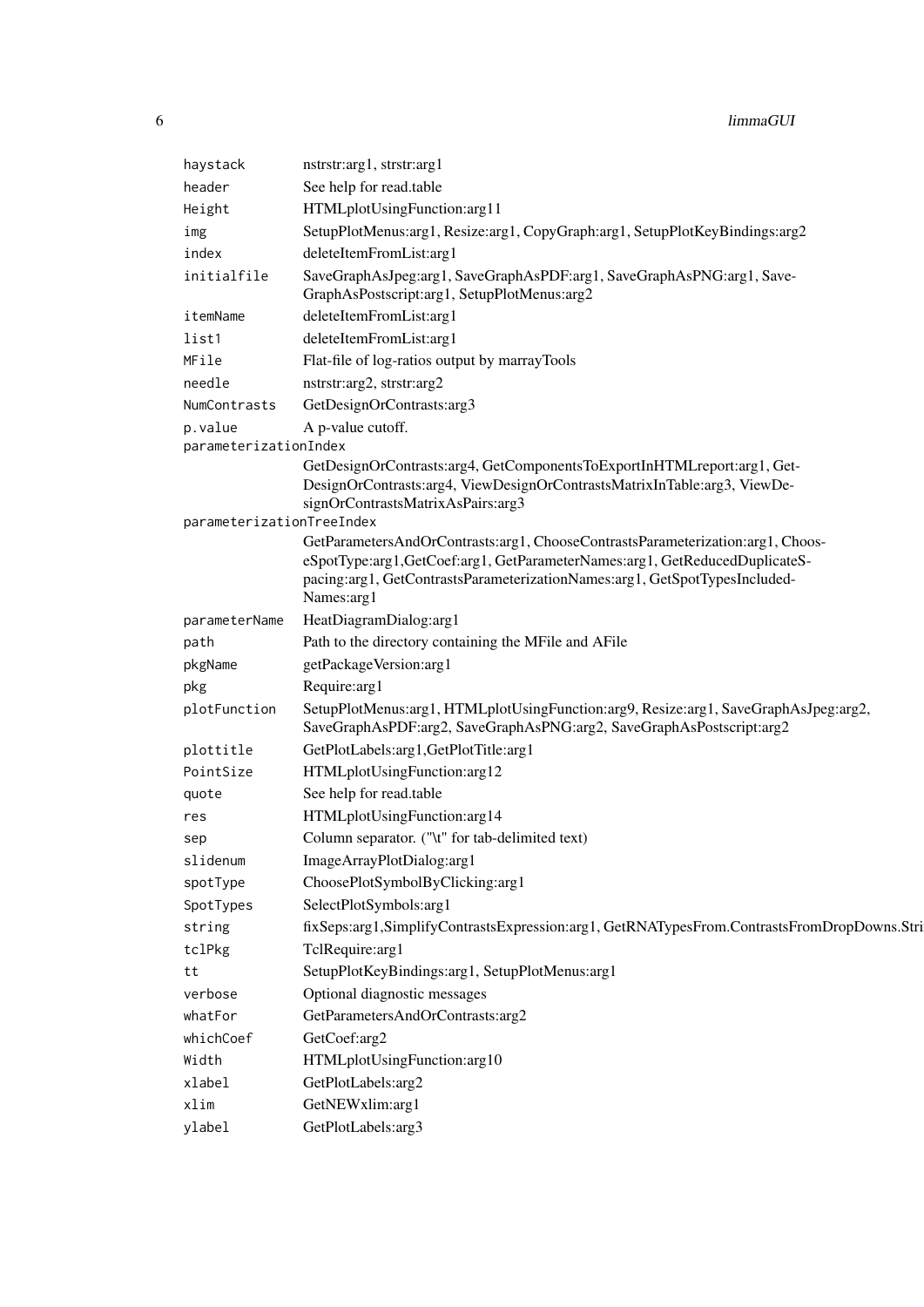| | |
|---|---|
| `haystack` | nstrstr:arg1, strstr:arg1 |
| `header` | See help for read.table |
| `Height` | HTMLplotUsingFunction:arg11 |
| `img` | SetupPlotMenus:arg1, Resize:arg1, CopyGraph:arg1, SetupPlotKeyBindings:arg2 |
| `index` | deleteItemFromList:arg1 |
| `initialfile` | SaveGraphAsJpeg:arg1, SaveGraphAsPDF:arg1, SaveGraphAsPNG:arg1, SaveGraphAsPostscript:arg1, SetupPlotMenus:arg2 |
| `itemName` | deleteItemFromList:arg1 |
| `list1` | deleteItemFromList:arg1 |
| `MFile` | Flat-file of log-ratios output by marrayTools |
| `needle` | nstrstr:arg2, strstr:arg2 |
| `NumContrasts` | GetDesignOrContrasts:arg3 |
| `p.value` | A p-value cutoff. |
| `parameterizationIndex` | GetDesignOrContrasts:arg4, GetComponentsToExportInHTMLreport:arg1, GetDesignOrContrasts:arg4, ViewDesignOrContrastsMatrixInTable:arg3, ViewDesignOrContrastsMatrixAsPairs:arg3 |
| `parameterizationTreeIndex` | GetParametersAndOrContrasts:arg1, ChooseContrastsParameterization:arg1, ChooseSpotType:arg1,GetCoef:arg1, GetParameterNames:arg1, GetReducedDuplicateSpacing:arg1, GetContrastsParameterizationNames:arg1, GetSpotTypesIncludedNames:arg1 |
| `parameterName` | HeatDiagramDialog:arg1 |
| `path` | Path to the directory containing the MFile and AFile |
| `pkgName` | getPackageVersion:arg1 |
| `pkg` | Require:arg1 |
| `plotFunction` | SetupPlotMenus:arg1, HTMLplotUsingFunction:arg9, Resize:arg1, SaveGraphAsJpeg:arg2, SaveGraphAsPDF:arg2, SaveGraphAsPNG:arg2, SaveGraphAsPostscript:arg2 |
| `plottitle` | GetPlotLabels:arg1,GetPlotTitle:arg1 |
| `PointSize` | HTMLplotUsingFunction:arg12 |
| `quote` | See help for read.table |
| `res` | HTMLplotUsingFunction:arg14 |
| `sep` | Column separator. ("\t" for tab-delimited text) |
| `slidenum` | ImageArrayPlotDialog:arg1 |
| `spotType` | ChoosePlotSymbolByClicking:arg1 |
| `SpotTypes` | SelectPlotSymbols:arg1 |
| `string` | fixSeps:arg1,SimplifyContrastsExpression:arg1, GetRNATypesFrom.ContrastsFromDropDowns.Stri |
| `tclPkg` | TclRequire:arg1 |
| `tt` | SetupPlotKeyBindings:arg1, SetupPlotMenus:arg1 |
| `verbose` | Optional diagnostic messages |
| `whatFor` | GetParametersAndOrContrasts:arg2 |
| `whichCoef` | GetCoef:arg2 |
| `Width` | HTMLplotUsingFunction:arg10 |
| `xlabel` | GetPlotLabels:arg2 |
| `xlim` | GetNEWxlim:arg1 |
| `ylabel` | GetPlotLabels:arg3 |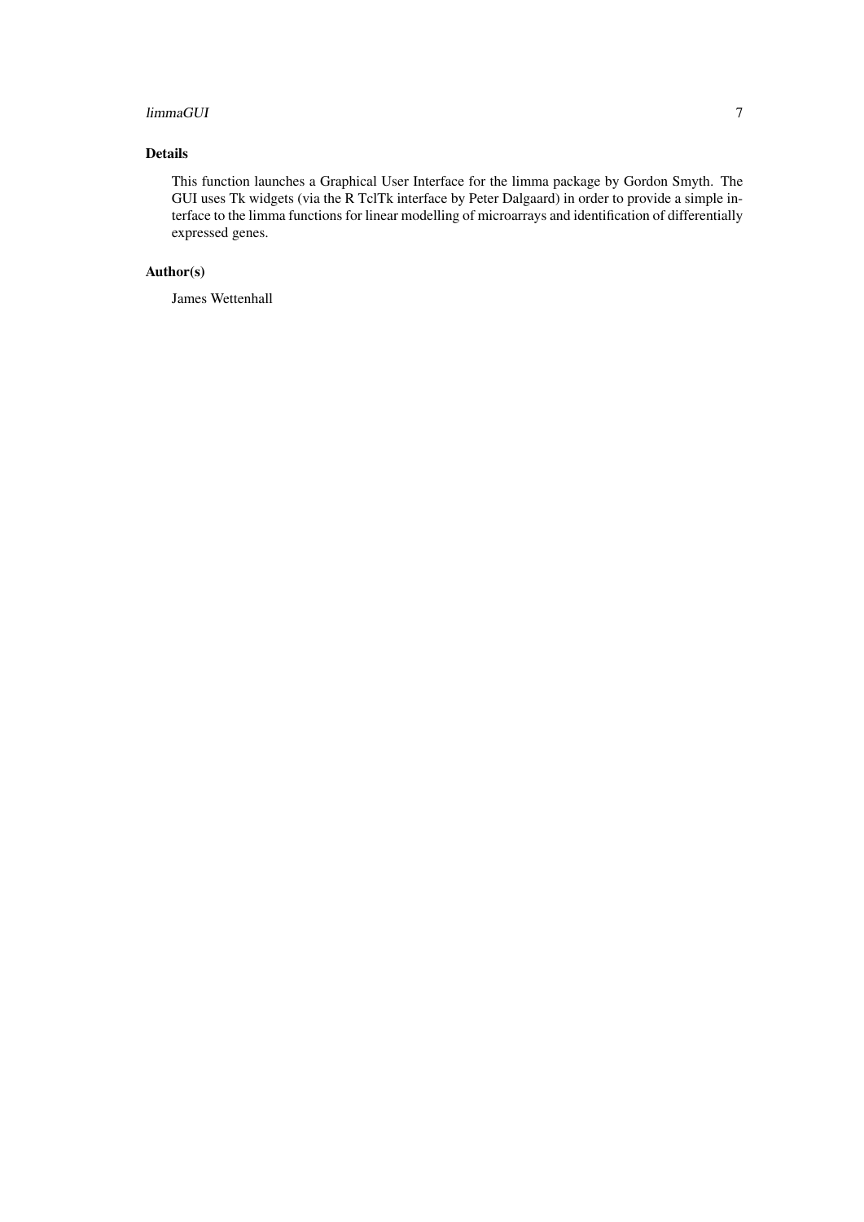## Details

This function launches a Graphical User Interface for the limma package by Gordon Smyth. The GUI uses Tk widgets (via the R TclTk interface by Peter Dalgaard) in order to provide a simple interface to the limma functions for linear modelling of microarrays and identification of differentially expressed genes.

## Author(s)

James Wettenhall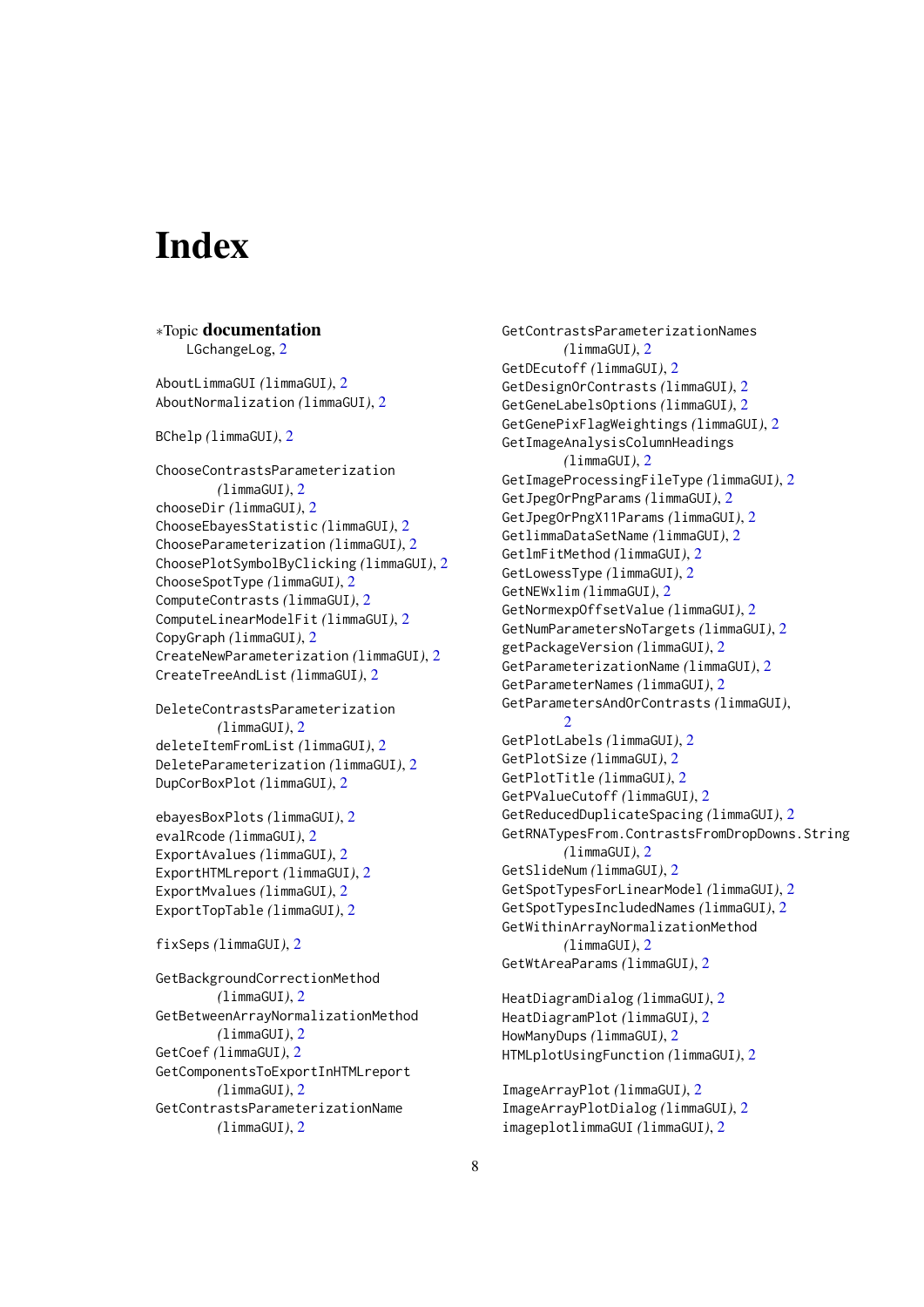# Index

∗Topic **documentation**
LGchangeLog, 2

AboutLimmaGUI *(limmaGUI)*, 2
AboutNormalization *(limmaGUI)*, 2

BChelp *(limmaGUI)*, 2

ChooseContrastsParameterization *(limmaGUI)*, 2
chooseDir *(limmaGUI)*, 2
ChooseEbayesStatistic *(limmaGUI)*, 2
ChooseParameterization *(limmaGUI)*, 2
ChoosePlotSymbolByClicking *(limmaGUI)*, 2
ChooseSpotType *(limmaGUI)*, 2
ComputeContrasts *(limmaGUI)*, 2
ComputeLinearModelFit *(limmaGUI)*, 2
CopyGraph *(limmaGUI)*, 2
CreateNewParameterization *(limmaGUI)*, 2
CreateTreeAndList *(limmaGUI)*, 2

DeleteContrastsParameterization *(limmaGUI)*, 2
deleteItemFromList *(limmaGUI)*, 2
DeleteParameterization *(limmaGUI)*, 2
DupCorBoxPlot *(limmaGUI)*, 2

ebayesBoxPlots *(limmaGUI)*, 2
evalRcode *(limmaGUI)*, 2
ExportAvalues *(limmaGUI)*, 2
ExportHTMLreport *(limmaGUI)*, 2
ExportMvalues *(limmaGUI)*, 2
ExportTopTable *(limmaGUI)*, 2

fixSeps *(limmaGUI)*, 2

GetBackgroundCorrectionMethod *(limmaGUI)*, 2
GetBetweenArrayNormalizationMethod *(limmaGUI)*, 2
GetCoef *(limmaGUI)*, 2
GetComponentsToExportInHTMLreport *(limmaGUI)*, 2
GetContrastsParameterizationName *(limmaGUI)*, 2
GetContrastsParameterizationNames *(limmaGUI)*, 2
GetDEcutoff *(limmaGUI)*, 2
GetDesignOrContrasts *(limmaGUI)*, 2
GetGeneLabelsOptions *(limmaGUI)*, 2
GetGenePixFlagWeightings *(limmaGUI)*, 2
GetImageAnalysisColumnHeadings *(limmaGUI)*, 2
GetImageProcessingFileType *(limmaGUI)*, 2
GetJpegOrPngParams *(limmaGUI)*, 2
GetJpegOrPngX11Params *(limmaGUI)*, 2
GetlimmaDataSetName *(limmaGUI)*, 2
GetlmFitMethod *(limmaGUI)*, 2
GetLowessType *(limmaGUI)*, 2
GetNEWxlim *(limmaGUI)*, 2
GetNormexpOffsetValue *(limmaGUI)*, 2
GetNumParametersNoTargets *(limmaGUI)*, 2
getPackageVersion *(limmaGUI)*, 2
GetParameterizationName *(limmaGUI)*, 2
GetParameterNames *(limmaGUI)*, 2
GetParametersAndOrContrasts *(limmaGUI)*, 2
GetPlotLabels *(limmaGUI)*, 2
GetPlotSize *(limmaGUI)*, 2
GetPlotTitle *(limmaGUI)*, 2
GetPValueCutoff *(limmaGUI)*, 2
GetReducedDuplicateSpacing *(limmaGUI)*, 2
GetRNATypesFrom.ContrastsFromDropDowns.String *(limmaGUI)*, 2
GetSlideNum *(limmaGUI)*, 2
GetSpotTypesForLinearModel *(limmaGUI)*, 2
GetSpotTypesIncludedNames *(limmaGUI)*, 2
GetWithinArrayNormalizationMethod *(limmaGUI)*, 2
GetWtAreaParams *(limmaGUI)*, 2

HeatDiagramDialog *(limmaGUI)*, 2
HeatDiagramPlot *(limmaGUI)*, 2
HowManyDups *(limmaGUI)*, 2
HTMLplotUsingFunction *(limmaGUI)*, 2

ImageArrayPlot *(limmaGUI)*, 2
ImageArrayPlotDialog *(limmaGUI)*, 2
imageplotlimmaGUI *(limmaGUI)*, 2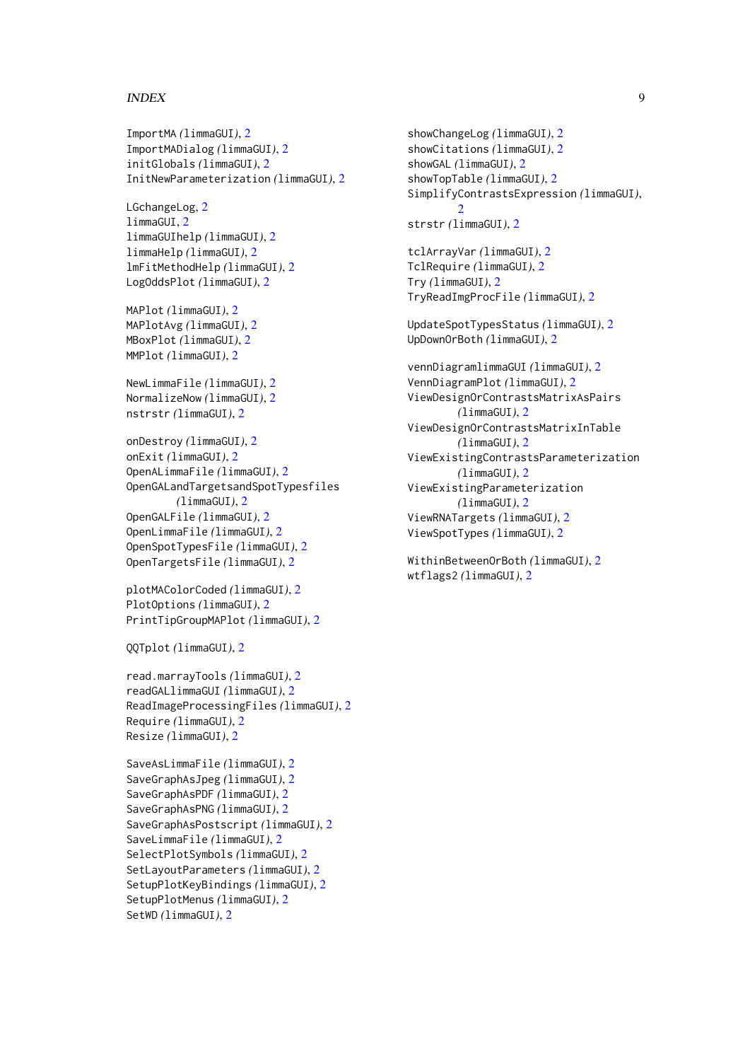ImportMA *(limmaGUI)*, 2
ImportMADialog *(limmaGUI)*, 2
initGlobals *(limmaGUI)*, 2
InitNewParameterization *(limmaGUI)*, 2

LGchangeLog, 2
limmaGUI, 2
limmaGUIhelp *(limmaGUI)*, 2
limmaHelp *(limmaGUI)*, 2
lmFitMethodHelp *(limmaGUI)*, 2
LogOddsPlot *(limmaGUI)*, 2

MAPlot *(limmaGUI)*, 2
MAPlotAvg *(limmaGUI)*, 2
MBoxPlot *(limmaGUI)*, 2
MMPlot *(limmaGUI)*, 2

NewLimmaFile *(limmaGUI)*, 2
NormalizeNow *(limmaGUI)*, 2
nstrstr *(limmaGUI)*, 2

onDestroy *(limmaGUI)*, 2
onExit *(limmaGUI)*, 2
OpenALimmaFile *(limmaGUI)*, 2
OpenGALandTargetsandSpotTypesfiles *(limmaGUI)*, 2
OpenGALFile *(limmaGUI)*, 2
OpenLimmaFile *(limmaGUI)*, 2
OpenSpotTypesFile *(limmaGUI)*, 2
OpenTargetsFile *(limmaGUI)*, 2

plotMAColorCoded *(limmaGUI)*, 2
PlotOptions *(limmaGUI)*, 2
PrintTipGroupMAPlot *(limmaGUI)*, 2

QQTplot *(limmaGUI)*, 2

read.marrayTools *(limmaGUI)*, 2
readGALlimmaGUI *(limmaGUI)*, 2
ReadImageProcessingFiles *(limmaGUI)*, 2
Require *(limmaGUI)*, 2
Resize *(limmaGUI)*, 2

SaveAsLimmaFile *(limmaGUI)*, 2
SaveGraphAsJpeg *(limmaGUI)*, 2
SaveGraphAsPDF *(limmaGUI)*, 2
SaveGraphAsPNG *(limmaGUI)*, 2
SaveGraphAsPostscript *(limmaGUI)*, 2
SaveLimmaFile *(limmaGUI)*, 2
SelectPlotSymbols *(limmaGUI)*, 2
SetLayoutParameters *(limmaGUI)*, 2
SetupPlotKeyBindings *(limmaGUI)*, 2
SetupPlotMenus *(limmaGUI)*, 2
SetWD *(limmaGUI)*, 2
showChangeLog *(limmaGUI)*, 2
showCitations *(limmaGUI)*, 2
showGAL *(limmaGUI)*, 2
showTopTable *(limmaGUI)*, 2
SimplifyContrastsExpression *(limmaGUI)*, 2
strstr *(limmaGUI)*, 2

tclArrayVar *(limmaGUI)*, 2
TclRequire *(limmaGUI)*, 2
Try *(limmaGUI)*, 2
TryReadImgProcFile *(limmaGUI)*, 2

UpdateSpotTypesStatus *(limmaGUI)*, 2
UpDownOrBoth *(limmaGUI)*, 2

vennDiagramlimmaGUI *(limmaGUI)*, 2
VennDiagramPlot *(limmaGUI)*, 2
ViewDesignOrContrastsMatrixAsPairs *(limmaGUI)*, 2
ViewDesignOrContrastsMatrixInTable *(limmaGUI)*, 2
ViewExistingContrastsParameterization *(limmaGUI)*, 2
ViewExistingParameterization *(limmaGUI)*, 2
ViewRNATargets *(limmaGUI)*, 2
ViewSpotTypes *(limmaGUI)*, 2

WithinBetweenOrBoth *(limmaGUI)*, 2
wtflags2 *(limmaGUI)*, 2